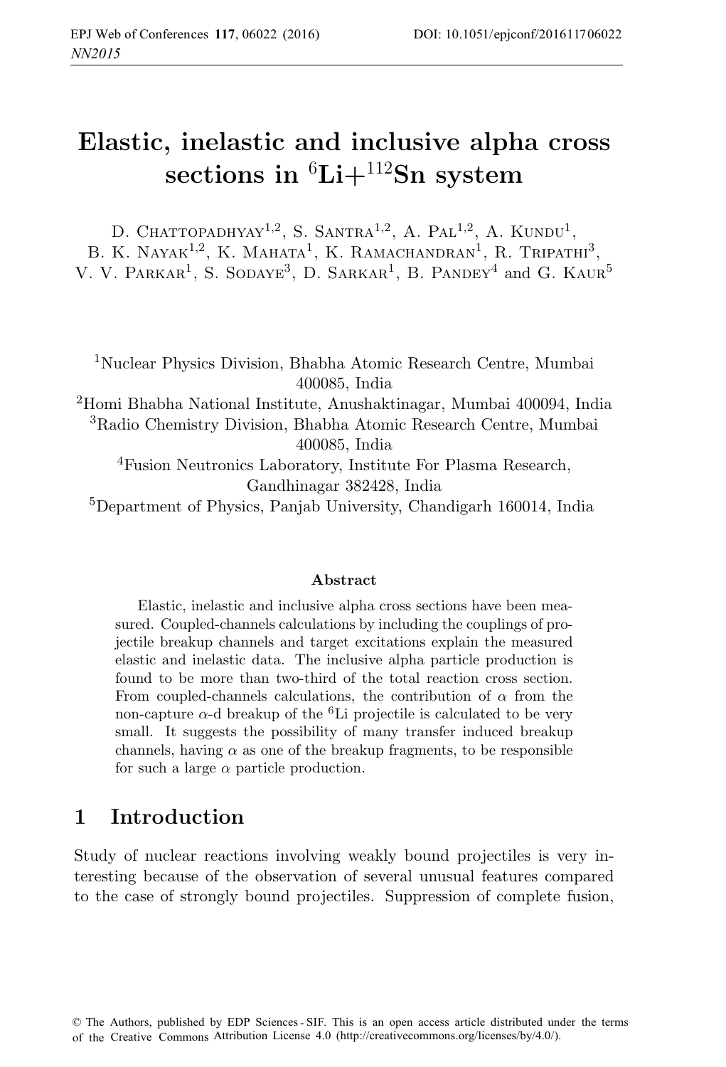# Elastic, inelastic and inclusive alpha cross sections in $^{6}$Li+$^{112}$Sn system

D. Chattopadhyay[1,2], S. Santra[1,2], A. Pal[1,2], A. Kundu[1], B. K. Nayak[1,2], K. Mahata[1], K. Ramachandran[1], R. Tripathi[3], V. V. Parkar[1], S. Sodaye[3], D. Sarkar[1], B. Pandey[4] and G. Kaur[5]

[1]Nuclear Physics Division, Bhabha Atomic Research Centre, Mumbai 400085, India
[2]Homi Bhabha National Institute, Anushaktinagar, Mumbai 400094, India
[3]Radio Chemistry Division, Bhabha Atomic Research Centre, Mumbai 400085, India
[4]Fusion Neutronics Laboratory, Institute For Plasma Research, Gandhinagar 382428, India
[5]Department of Physics, Panjab University, Chandigarh 160014, India

### Abstract

Elastic, inelastic and inclusive alpha cross sections have been measured. Coupled-channels calculations by including the couplings of projectile breakup channels and target excitations explain the measured elastic and inelastic data. The inclusive alpha particle production is found to be more than two-third of the total reaction cross section. From coupled-channels calculations, the contribution of $\alpha$ from the non-capture $\alpha$-d breakup of the $^{6}$Li projectile is calculated to be very small. It suggests the possibility of many transfer induced breakup channels, having $\alpha$ as one of the breakup fragments, to be responsible for such a large $\alpha$ particle production.

## 1 Introduction

Study of nuclear reactions involving weakly bound projectiles is very interesting because of the observation of several unusual features compared to the case of strongly bound projectiles. Suppression of complete fusion,

© The Authors, published by EDP Sciences - SIF. This is an open access article distributed under the terms of the Creative Commons Attribution License 4.0 (http://creativecommons.org/licenses/by/4.0/).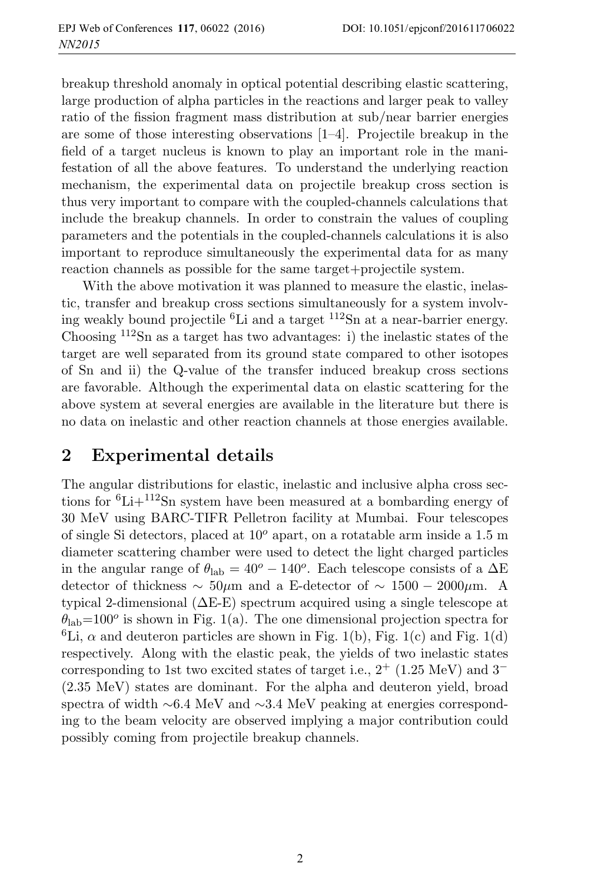breakup threshold anomaly in optical potential describing elastic scattering, large production of alpha particles in the reactions and larger peak to valley ratio of the fission fragment mass distribution at sub/near barrier energies are some of those interesting observations [1–4]. Projectile breakup in the field of a target nucleus is known to play an important role in the manifestation of all the above features. To understand the underlying reaction mechanism, the experimental data on projectile breakup cross section is thus very important to compare with the coupled-channels calculations that include the breakup channels. In order to constrain the values of coupling parameters and the potentials in the coupled-channels calculations it is also important to reproduce simultaneously the experimental data for as many reaction channels as possible for the same target+projectile system.

With the above motivation it was planned to measure the elastic, inelastic, transfer and breakup cross sections simultaneously for a system involving weakly bound projectile $^{6}$Li and a target $^{112}$Sn at a near-barrier energy. Choosing $^{112}$Sn as a target has two advantages: i) the inelastic states of the target are well separated from its ground state compared to other isotopes of Sn and ii) the Q-value of the transfer induced breakup cross sections are favorable. Although the experimental data on elastic scattering for the above system at several energies are available in the literature but there is no data on inelastic and other reaction channels at those energies available.

## 2 Experimental details

The angular distributions for elastic, inelastic and inclusive alpha cross sections for $^{6}$Li+$^{112}$Sn system have been measured at a bombarding energy of 30 MeV using BARC-TIFR Pelletron facility at Mumbai. Four telescopes of single Si detectors, placed at $10^{o}$ apart, on a rotatable arm inside a 1.5 m diameter scattering chamber were used to detect the light charged particles in the angular range of $\theta_{\rm lab} = 40^{o} - 140^{o}$. Each telescope consists of a $\Delta$E detector of thickness $\sim 50\mu$m and a E-detector of $\sim 1500 - 2000\mu$m. A typical 2-dimensional ($\Delta$E-E) spectrum acquired using a single telescope at $\theta_{\rm lab}$=$100^{o}$ is shown in Fig. 1(a). The one dimensional projection spectra for $^{6}$Li, $\alpha$ and deuteron particles are shown in Fig. 1(b), Fig. 1(c) and Fig. 1(d) respectively. Along with the elastic peak, the yields of two inelastic states corresponding to 1st two excited states of target i.e., $2^{+}$ (1.25 MeV) and $3^{-}$ (2.35 MeV) states are dominant. For the alpha and deuteron yield, broad spectra of width $\sim$6.4 MeV and $\sim$3.4 MeV peaking at energies corresponding to the beam velocity are observed implying a major contribution could possibly coming from projectile breakup channels.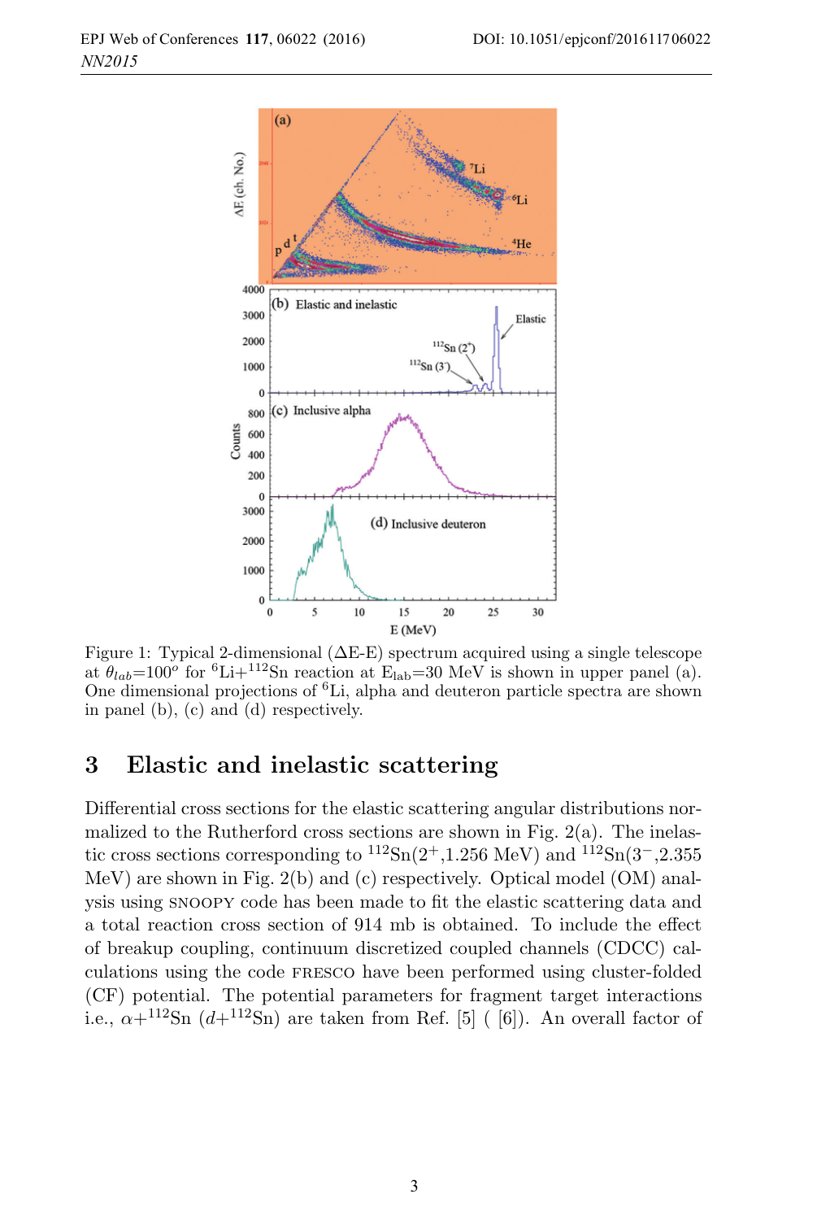Figure 1: Typical 2-dimensional ($\Delta$E-E) spectrum acquired using a single telescope at $\theta_{lab}$=100$^o$ for $^6$Li+$^{112}$Sn reaction at $E_{lab}$=30 MeV is shown in upper panel (a). One dimensional projections of $^6$Li, alpha and deuteron particle spectra are shown in panel (b), (c) and (d) respectively.

## 3 Elastic and inelastic scattering

Differential cross sections for the elastic scattering angular distributions normalized to the Rutherford cross sections are shown in Fig. 2(a). The inelastic cross sections corresponding to $^{112}$Sn($2^+$,1.256 MeV) and $^{112}$Sn($3^-$,2.355 MeV) are shown in Fig. 2(b) and (c) respectively. Optical model (OM) analysis using SNOOPY code has been made to fit the elastic scattering data and a total reaction cross section of 914 mb is obtained. To include the effect of breakup coupling, continuum discretized coupled channels (CDCC) calculations using the code FRESCO have been performed using cluster-folded (CF) potential. The potential parameters for fragment target interactions i.e., $\alpha$+$^{112}$Sn ($d$+$^{112}$Sn) are taken from Ref. [5] ( [6]). An overall factor of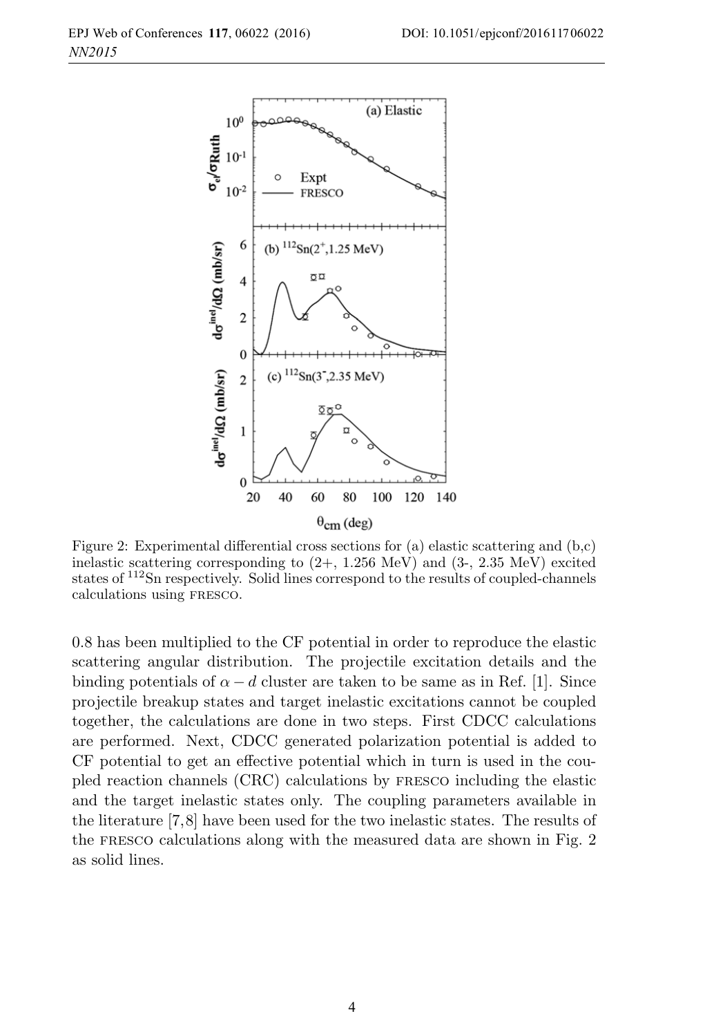Figure 2: Experimental differential cross sections for (a) elastic scattering and (b,c) inelastic scattering corresponding to (2+, 1.256 MeV) and (3-, 2.35 MeV) excited states of $^{112}$Sn respectively. Solid lines correspond to the results of coupled-channels calculations using FRESCO.

0.8 has been multiplied to the CF potential in order to reproduce the elastic scattering angular distribution. The projectile excitation details and the binding potentials of $\alpha - d$ cluster are taken to be same as in Ref. [1]. Since projectile breakup states and target inelastic excitations cannot be coupled together, the calculations are done in two steps. First CDCC calculations are performed. Next, CDCC generated polarization potential is added to CF potential to get an effective potential which in turn is used in the coupled reaction channels (CRC) calculations by FRESCO including the elastic and the target inelastic states only. The coupling parameters available in the literature [7,8] have been used for the two inelastic states. The results of the FRESCO calculations along with the measured data are shown in Fig. 2 as solid lines.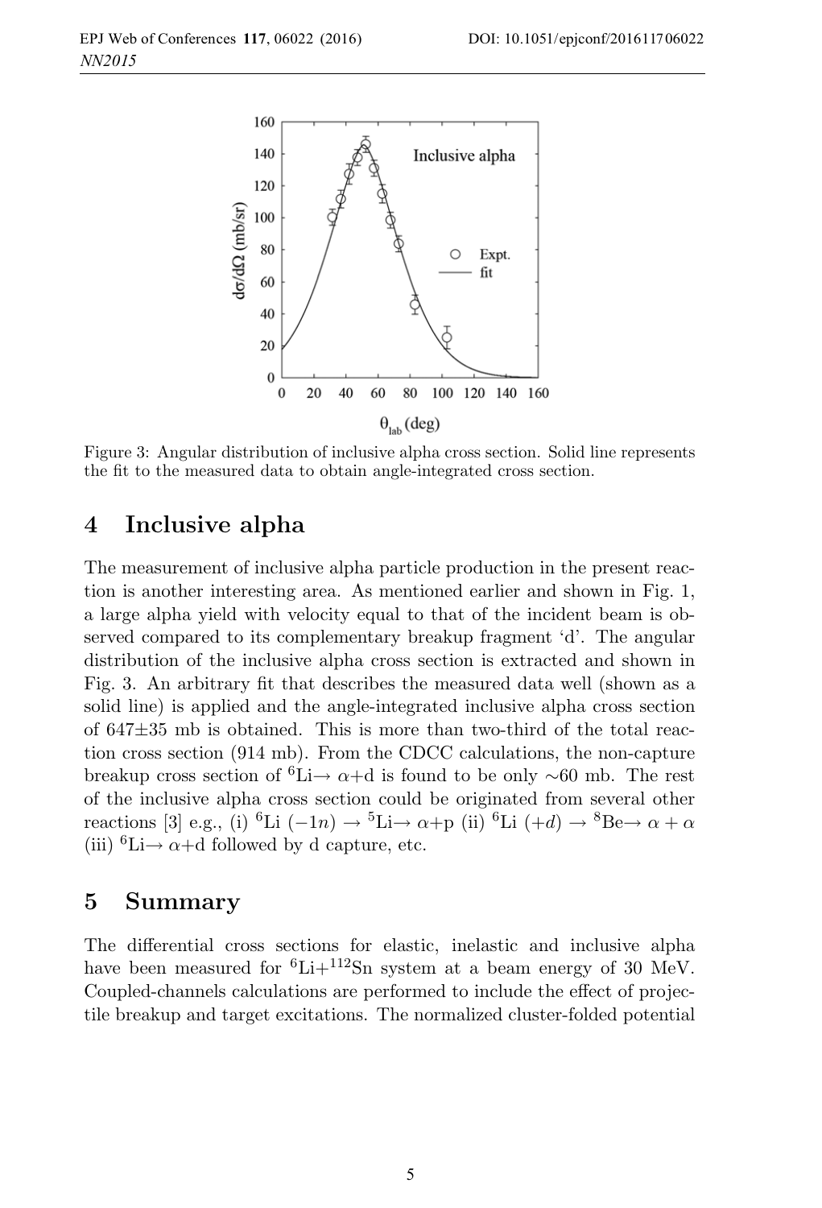Figure 3: Angular distribution of inclusive alpha cross section. Solid line represents the fit to the measured data to obtain angle-integrated cross section.

## 4 Inclusive alpha

The measurement of inclusive alpha particle production in the present reaction is another interesting area. As mentioned earlier and shown in Fig. 1, a large alpha yield with velocity equal to that of the incident beam is observed compared to its complementary breakup fragment 'd'. The angular distribution of the inclusive alpha cross section is extracted and shown in Fig. 3. An arbitrary fit that describes the measured data well (shown as a solid line) is applied and the angle-integrated inclusive alpha cross section of 647±35 mb is obtained. This is more than two-third of the total reaction cross section (914 mb). From the CDCC calculations, the non-capture breakup cross section of $^{6}$Li→ $\alpha$+d is found to be only ∼60 mb. The rest of the inclusive alpha cross section could be originated from several other reactions [3] e.g., (i) $^{6}$Li $(-1n)$ → $^{5}$Li→ $\alpha$+p (ii) $^{6}$Li $(+d)$ → $^{8}$Be→ $\alpha + \alpha$ (iii) $^{6}$Li→ $\alpha$+d followed by d capture, etc.

## 5 Summary

The differential cross sections for elastic, inelastic and inclusive alpha have been measured for $^{6}$Li+$^{112}$Sn system at a beam energy of 30 MeV. Coupled-channels calculations are performed to include the effect of projectile breakup and target excitations. The normalized cluster-folded potential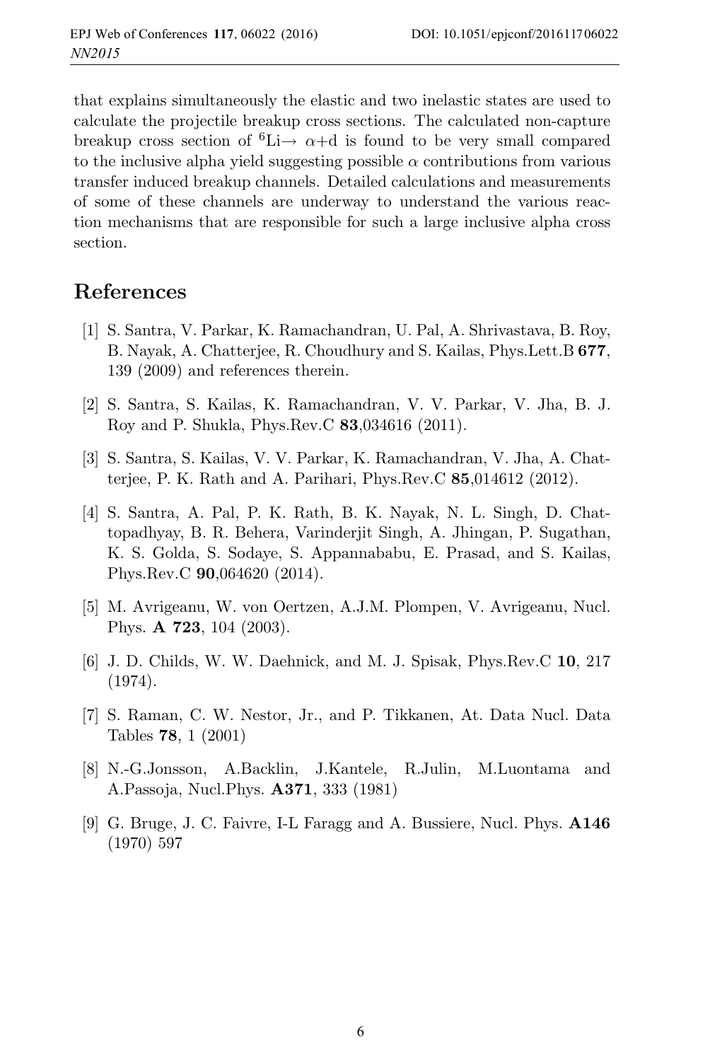that explains simultaneously the elastic and two inelastic states are used to calculate the projectile breakup cross sections. The calculated non-capture breakup cross section of $^{6}$Li→ $\alpha$+d is found to be very small compared to the inclusive alpha yield suggesting possible $\alpha$ contributions from various transfer induced breakup channels. Detailed calculations and measurements of some of these channels are underway to understand the various reaction mechanisms that are responsible for such a large inclusive alpha cross section.

## References

[1] S. Santra, V. Parkar, K. Ramachandran, U. Pal, A. Shrivastava, B. Roy, B. Nayak, A. Chatterjee, R. Choudhury and S. Kailas, Phys.Lett.B **677**, 139 (2009) and references therein.

[2] S. Santra, S. Kailas, K. Ramachandran, V. V. Parkar, V. Jha, B. J. Roy and P. Shukla, Phys.Rev.C **83**,034616 (2011).

[3] S. Santra, S. Kailas, V. V. Parkar, K. Ramachandran, V. Jha, A. Chatterjee, P. K. Rath and A. Parihari, Phys.Rev.C **85**,014612 (2012).

[4] S. Santra, A. Pal, P. K. Rath, B. K. Nayak, N. L. Singh, D. Chattopadhyay, B. R. Behera, Varinderjit Singh, A. Jhingan, P. Sugathan, K. S. Golda, S. Sodaye, S. Appannababu, E. Prasad, and S. Kailas, Phys.Rev.C **90**,064620 (2014).

[5] M. Avrigeanu, W. von Oertzen, A.J.M. Plompen, V. Avrigeanu, Nucl. Phys. **A 723**, 104 (2003).

[6] J. D. Childs, W. W. Daehnick, and M. J. Spisak, Phys.Rev.C **10**, 217 (1974).

[7] S. Raman, C. W. Nestor, Jr., and P. Tikkanen, At. Data Nucl. Data Tables **78**, 1 (2001)

[8] N.-G.Jonsson, A.Backlin, J.Kantele, R.Julin, M.Luontama and A.Passoja, Nucl.Phys. **A371**, 333 (1981)

[9] G. Bruge, J. C. Faivre, I-L Faragg and A. Bussiere, Nucl. Phys. **A146** (1970) 597